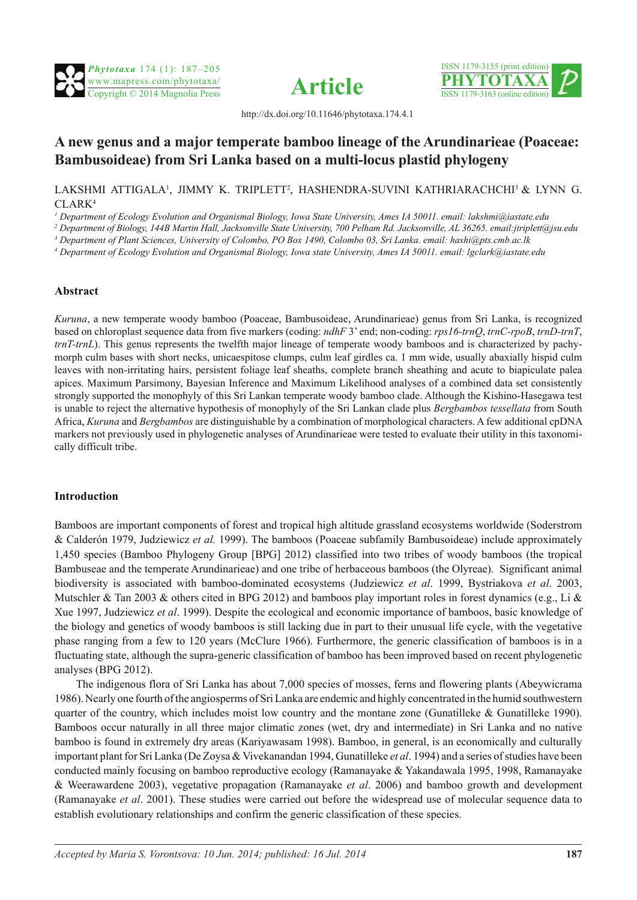# A new genus and a major temperate bamboo lineage of the Arundinarieae (Poaceae: Bambusoideae) from Sri Lanka based on a multi-locus plastid phylogeny

LAKSHMI ATTIGALA[1], JIMMY K. TRIPLETT[2], HASHENDRA-SUVINI KATHRIARACHCHI[3] & LYNN G. CLARK[4]

[1] *Department of Ecology Evolution and Organismal Biology, Iowa State University, Ames IA 50011. email: lakshmi@iastate.edu*

[2] *Department of Biology, 144B Martin Hall, Jacksonville State University, 700 Pelham Rd. Jacksonville, AL 36265. email:jtriplett@jsu.edu*

[3] *Department of Plant Sciences, University of Colombo, PO Box 1490, Colombo 03, Sri Lanka. email: hashi@pts.cmb.ac.lk*

[4] *Department of Ecology Evolution and Organismal Biology, Iowa state University, Ames IA 50011. email: lgclark@iastate.edu*

## Abstract

*Kuruna*, a new temperate woody bamboo (Poaceae, Bambusoideae, Arundinarieae) genus from Sri Lanka, is recognized based on chloroplast sequence data from five markers (coding: *ndhF* 3' end; non-coding: *rps16-trnQ*, *trnC-rpoB*, *trnD-trnT*, *trnT-trnL*). This genus represents the twelfth major lineage of temperate woody bamboos and is characterized by pachymorph culm bases with short necks, unicaespitose clumps, culm leaf girdles ca. 1 mm wide, usually abaxially hispid culm leaves with non-irritating hairs, persistent foliage leaf sheaths, complete branch sheathing and acute to biapiculate palea apices. Maximum Parsimony, Bayesian Inference and Maximum Likelihood analyses of a combined data set consistently strongly supported the monophyly of this Sri Lankan temperate woody bamboo clade. Although the Kishino-Hasegawa test is unable to reject the alternative hypothesis of monophyly of the Sri Lankan clade plus *Bergbambos tessellata* from South Africa, *Kuruna* and *Bergbambos* are distinguishable by a combination of morphological characters. A few additional cpDNA markers not previously used in phylogenetic analyses of Arundinarieae were tested to evaluate their utility in this taxonomically difficult tribe.

## Introduction

Bamboos are important components of forest and tropical high altitude grassland ecosystems worldwide (Soderstrom & Calderón 1979, Judziewicz *et al.* 1999). The bamboos (Poaceae subfamily Bambusoideae) include approximately 1,450 species (Bamboo Phylogeny Group [BPG] 2012) classified into two tribes of woody bamboos (the tropical Bambuseae and the temperate Arundinarieae) and one tribe of herbaceous bamboos (the Olyreae). Significant animal biodiversity is associated with bamboo-dominated ecosystems (Judziewicz *et al*. 1999, Bystriakova *et al*. 2003, Mutschler & Tan 2003 & others cited in BPG 2012) and bamboos play important roles in forest dynamics (e.g., Li & Xue 1997, Judziewicz *et al*. 1999). Despite the ecological and economic importance of bamboos, basic knowledge of the biology and genetics of woody bamboos is still lacking due in part to their unusual life cycle, with the vegetative phase ranging from a few to 120 years (McClure 1966). Furthermore, the generic classification of bamboos is in a fluctuating state, although the supra-generic classification of bamboo has been improved based on recent phylogenetic analyses (BPG 2012).

The indigenous flora of Sri Lanka has about 7,000 species of mosses, ferns and flowering plants (Abeywicrama 1986). Nearly one fourth of the angiosperms of Sri Lanka are endemic and highly concentrated in the humid southwestern quarter of the country, which includes moist low country and the montane zone (Gunatilleke & Gunatilleke 1990). Bamboos occur naturally in all three major climatic zones (wet, dry and intermediate) in Sri Lanka and no native bamboo is found in extremely dry areas (Kariyawasam 1998). Bamboo, in general, is an economically and culturally important plant for Sri Lanka (De Zoysa & Vivekanandan 1994, Gunatilleke *et al*. 1994) and a series of studies have been conducted mainly focusing on bamboo reproductive ecology (Ramanayake & Yakandawala 1995, 1998, Ramanayake & Weerawardene 2003), vegetative propagation (Ramanayake *et al*. 2006) and bamboo growth and development (Ramanayake *et al*. 2001). These studies were carried out before the widespread use of molecular sequence data to establish evolutionary relationships and confirm the generic classification of these species.

*Accepted by Maria S. Vorontsova: 10 Jun. 2014; published: 16 Jul. 2014*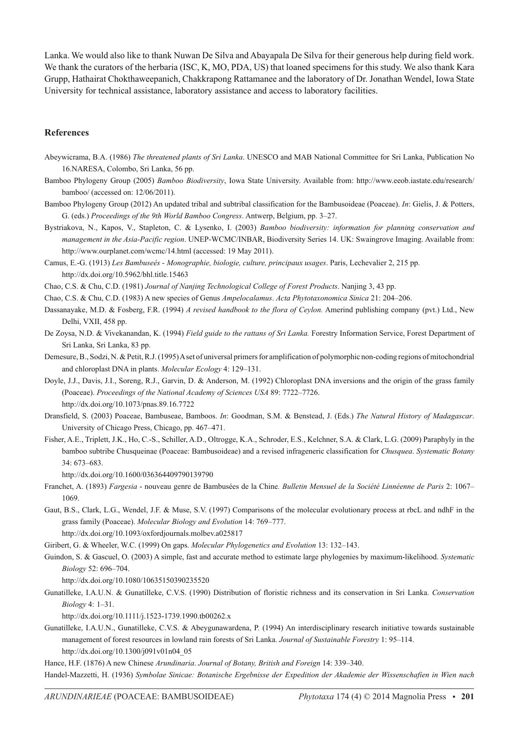Lanka. We would also like to thank Nuwan De Silva and Abayapala De Silva for their generous help during field work. We thank the curators of the herbaria (ISC, K, MO, PDA, US) that loaned specimens for this study. We also thank Kara Grupp, Hathairat Chokthaweepanich, Chakkrapong Rattamanee and the laboratory of Dr. Jonathan Wendel, Iowa State University for technical assistance, laboratory assistance and access to laboratory facilities.

## References

Abeywicrama, B.A. (1986) *The threatened plants of Sri Lanka*. UNESCO and MAB National Committee for Sri Lanka, Publication No 16.NARESA, Colombo, Sri Lanka, 56 pp.

Bamboo Phylogeny Group (2005) *Bamboo Biodiversity*, Iowa State University. Available from: http://www.eeob.iastate.edu/research/bamboo/ (accessed on: 12/06/2011).

Bamboo Phylogeny Group (2012) An updated tribal and subtribal classification for the Bambusoideae (Poaceae). *In*: Gielis, J. & Potters, G. (eds.) *Proceedings of the 9th World Bamboo Congress*. Antwerp, Belgium, pp. 3–27.

Bystriakova, N., Kapos, V., Stapleton, C. & Lysenko, I. (2003) *Bamboo biodiversity: information for planning conservation and management in the Asia-Pacific region*. UNEP-WCMC/INBAR, Biodiversity Series 14. UK: Swaingrove Imaging. Available from: http://www.ourplanet.com/wcmc/14.html (accessed: 19 May 2011).

Camus, E.-G. (1913) *Les Bambuseés - Monographie, biologie, culture, principaux usages*. Paris, Lechevalier 2, 215 pp. http://dx.doi.org/10.5962/bhl.title.15463

Chao, C.S. & Chu, C.D. (1981) *Journal of Nanjing Technological College of Forest Products*. Nanjing 3, 43 pp.

Chao, C.S. & Chu, C.D. (1983) A new species of Genus *Ampelocalamus*. *Acta Phytotaxonomica Sinica* 21: 204–206.

Dassanayake, M.D. & Fosberg, F.R. (1994) *A revised handbook to the flora of Ceylon.* Amerind publishing company (pvt.) Ltd., New Delhi, VXII, 458 pp.

De Zoysa, N.D. & Vivekanandan, K. (1994) *Field guide to the rattans of Sri Lanka.* Forestry Information Service, Forest Department of Sri Lanka, Sri Lanka, 83 pp.

Demesure, B., Sodzi, N. & Petit, R.J. (1995) A set of universal primers for amplification of polymorphic non-coding regions of mitochondrial and chloroplast DNA in plants. *Molecular Ecology* 4: 129–131.

Doyle, J.J., Davis, J.I., Soreng, R.J., Garvin, D. & Anderson, M. (1992) Chloroplast DNA inversions and the origin of the grass family (Poaceae). *Proceedings of the National Academy of Sciences USA* 89: 7722–7726. http://dx.doi.org/10.1073/pnas.89.16.7722

Dransfield, S. (2003) Poaceae, Bambuseae, Bamboos. *In*: Goodman, S.M. & Benstead, J. (Eds.) *The Natural History of Madagascar*. University of Chicago Press, Chicago, pp. 467–471.

Fisher, A.E., Triplett, J.K., Ho, C.-S., Schiller, A.D., Oltrogge, K.A., Schroder, E.S., Kelchner, S.A. & Clark, L.G. (2009) Paraphyly in the bamboo subtribe Chusqueinae (Poaceae: Bambusoideae) and a revised infrageneric classification for *Chusquea*. *Systematic Botany* 34: 673–683. http://dx.doi.org/10.1600/036364409790139790

Franchet, A. (1893) *Fargesia* - nouveau genre de Bambusées de la Chine*. Bulletin Mensuel de la Société Linnéenne de Paris* 2: 1067–1069.

Gaut, B.S., Clark, L.G., Wendel, J.F. & Muse, S.V. (1997) Comparisons of the molecular evolutionary process at rbcL and ndhF in the grass family (Poaceae). *Molecular Biology and Evolution* 14: 769–777. http://dx.doi.org/10.1093/oxfordjournals.molbev.a025817

Giribert, G. & Wheeler, W.C. (1999) On gaps*. Molecular Phylogenetics and Evolution* 13: 132–143.

Guindon, S. & Gascuel, O. (2003) A simple, fast and accurate method to estimate large phylogenies by maximum-likelihood. *Systematic Biology* 52: 696–704. http://dx.doi.org/10.1080/10635150390235520

Gunatilleke, I.A.U.N. & Gunatilleke, C.V.S. (1990) Distribution of floristic richness and its conservation in Sri Lanka. *Conservation Biology* 4: 1–31. http://dx.doi.org/10.1111/j.1523-1739.1990.tb00262.x

Gunatilleke, I.A.U.N., Gunatilleke, C.V.S. & Abeygunawardena, P. (1994) An interdisciplinary research initiative towards sustainable management of forest resources in lowland rain forests of Sri Lanka. *Journal of Sustainable Forestry* 1: 95–114. http://dx.doi.org/10.1300/j091v01n04_05

Hance, H.F. (1876) A new Chinese *Arundinaria*. *Journal of Botany, British and Foreign* 14: 339–340.

Handel-Mazzetti, H. (1936) *Symbolae Sinicae: Botanische Ergebnisse der Expedition der Akademie der Wissenschafien in Wien nach*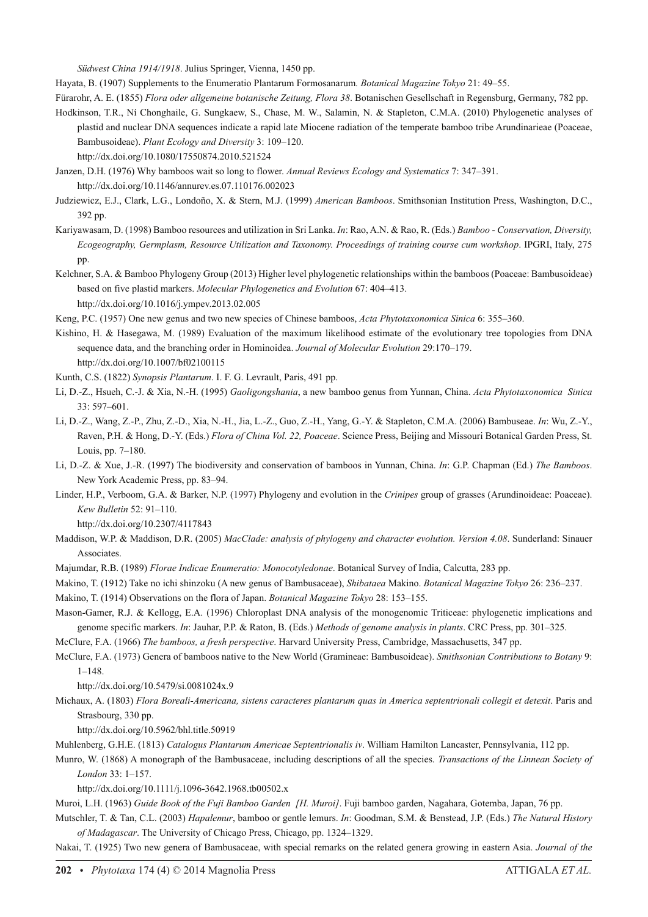*Südwest China 1914/1918*. Julius Springer, Vienna, 1450 pp.

Hayata, B. (1907) Supplements to the Enumeratio Plantarum Formosanarum*. Botanical Magazine Tokyo* 21: 49–55.

Fürarohr, A. E. (1855) *Flora oder allgemeine botanische Zeitung, Flora 38*. Botanischen Gesellschaft in Regensburg, Germany, 782 pp.

Hodkinson, T.R., Ní Chonghaile, G. Sungkaew, S., Chase, M. W., Salamin, N. & Stapleton, C.M.A. (2010) Phylogenetic analyses of plastid and nuclear DNA sequences indicate a rapid late Miocene radiation of the temperate bamboo tribe Arundinarieae (Poaceae, Bambusoideae). *Plant Ecology and Diversity* 3: 109–120.
http://dx.doi.org/10.1080/17550874.2010.521524

Janzen, D.H. (1976) Why bamboos wait so long to flower. *Annual Reviews Ecology and Systematics* 7: 347–391.
http://dx.doi.org/10.1146/annurev.es.07.110176.002023

Judziewicz, E.J., Clark, L.G., Londoño, X. & Stern, M.J. (1999) *American Bamboos*. Smithsonian Institution Press, Washington, D.C., 392 pp.

Kariyawasam, D. (1998) Bamboo resources and utilization in Sri Lanka. *In*: Rao, A.N. & Rao, R. (Eds.) *Bamboo - Conservation, Diversity, Ecogeography, Germplasm, Resource Utilization and Taxonomy. Proceedings of training course cum workshop*. IPGRI, Italy, 275 pp.

Kelchner, S.A. & Bamboo Phylogeny Group (2013) Higher level phylogenetic relationships within the bamboos (Poaceae: Bambusoideae) based on five plastid markers. *Molecular Phylogenetics and Evolution* 67: 404–413.
http://dx.doi.org/10.1016/j.ympev.2013.02.005

Keng, P.C. (1957) One new genus and two new species of Chinese bamboos, *Acta Phytotaxonomica Sinica* 6: 355–360.

Kishino, H. & Hasegawa, M. (1989) Evaluation of the maximum likelihood estimate of the evolutionary tree topologies from DNA sequence data, and the branching order in Hominoidea. *Journal of Molecular Evolution* 29:170–179.
http://dx.doi.org/10.1007/bf02100115

Kunth, C.S. (1822) *Synopsis Plantarum*. I. F. G. Levrault, Paris, 491 pp.

Li, D.-Z., Hsueh, C.-J. & Xia, N.-H. (1995) *Gaoligongshania*, a new bamboo genus from Yunnan, China. *Acta Phytotaxonomica Sinica* 33: 597–601.

Li, D.-Z., Wang, Z.-P., Zhu, Z.-D., Xia, N.-H., Jia, L.-Z., Guo, Z.-H., Yang, G.-Y. & Stapleton, C.M.A. (2006) Bambuseae. *In*: Wu, Z.-Y., Raven, P.H. & Hong, D.-Y. (Eds.) *Flora of China Vol. 22, Poaceae*. Science Press, Beijing and Missouri Botanical Garden Press, St. Louis, pp. 7–180.

Li, D.-Z. & Xue, J.-R. (1997) The biodiversity and conservation of bamboos in Yunnan, China. *In*: G.P. Chapman (Ed.) *The Bamboos*. New York Academic Press, pp. 83–94.

Linder, H.P., Verboom, G.A. & Barker, N.P. (1997) Phylogeny and evolution in the *Crinipes* group of grasses (Arundinoideae: Poaceae). *Kew Bulletin* 52: 91–110.
http://dx.doi.org/10.2307/4117843

Maddison, W.P. & Maddison, D.R. (2005) *MacClade: analysis of phylogeny and character evolution. Version 4.08*. Sunderland: Sinauer Associates.

Majumdar, R.B. (1989) *Florae Indicae Enumeratio: Monocotyledonae*. Botanical Survey of India, Calcutta, 283 pp.

Makino, T. (1912) Take no ichi shinzoku (A new genus of Bambusaceae), *Shibataea* Makino. *Botanical Magazine Tokyo* 26: 236–237.

Makino, T. (1914) Observations on the flora of Japan. *Botanical Magazine Tokyo* 28: 153–155.

Mason-Gamer, R.J. & Kellogg, E.A. (1996) Chloroplast DNA analysis of the monogenomic Triticeae: phylogenetic implications and genome specific markers. *In*: Jauhar, P.P. & Raton, B. (Eds.) *Methods of genome analysis in plants*. CRC Press, pp. 301–325.

McClure, F.A. (1966) *The bamboos, a fresh perspective*. Harvard University Press, Cambridge, Massachusetts, 347 pp.

McClure, F.A. (1973) Genera of bamboos native to the New World (Gramineae: Bambusoideae). *Smithsonian Contributions to Botany* 9: 1–148.
http://dx.doi.org/10.5479/si.0081024x.9

Michaux, A. (1803) *Flora Boreali-Americana, sistens caracteres plantarum quas in America septentrionali collegit et detexit*. Paris and Strasbourg, 330 pp.
http://dx.doi.org/10.5962/bhl.title.50919

Muhlenberg, G.H.E. (1813) *Catalogus Plantarum Americae Septentrionalis iv*. William Hamilton Lancaster, Pennsylvania, 112 pp.

Munro, W. (1868) A monograph of the Bambusaceae, including descriptions of all the species. *Transactions of the Linnean Society of London* 33: 1–157.
http://dx.doi.org/10.1111/j.1096-3642.1968.tb00502.x

Muroi, L.H. (1963) *Guide Book of the Fuji Bamboo Garden [H. Muroi]*. Fuji bamboo garden, Nagahara, Gotemba, Japan, 76 pp.

Mutschler, T. & Tan, C.L. (2003) *Hapalemur*, bamboo or gentle lemurs. *In*: Goodman, S.M. & Benstead, J.P. (Eds.) *The Natural History of Madagascar*. The University of Chicago Press, Chicago, pp. 1324–1329.

Nakai, T. (1925) Two new genera of Bambusaceae, with special remarks on the related genera growing in eastern Asia. *Journal of the*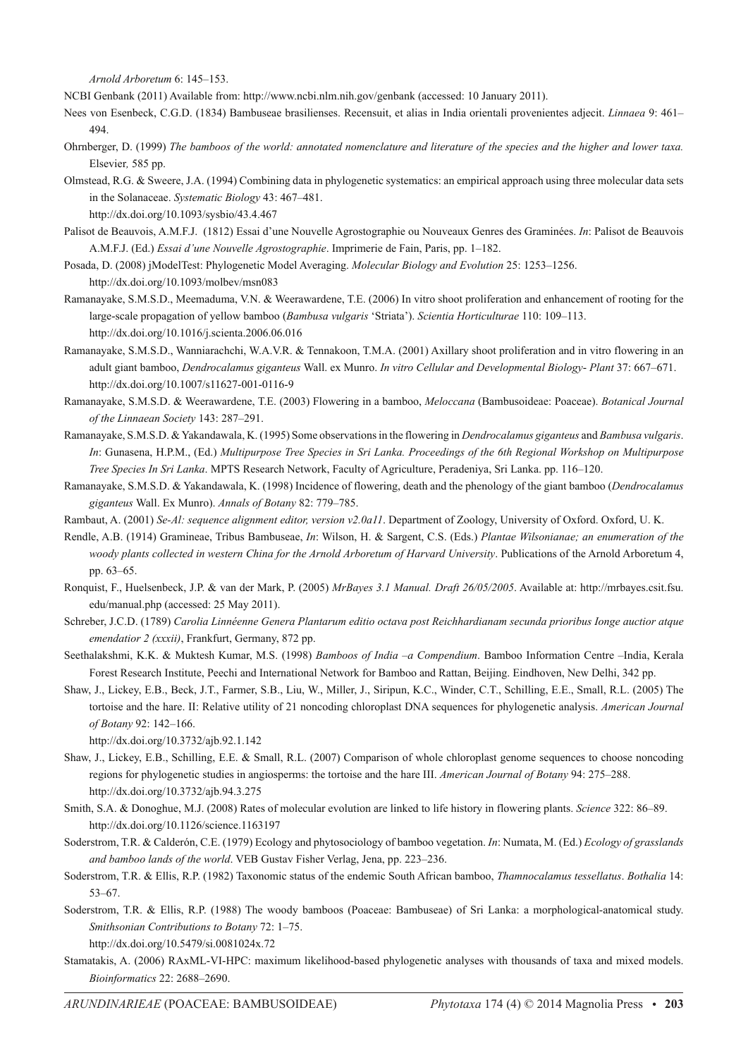*Arnold Arboretum* 6: 145–153.

NCBI Genbank (2011) Available from: http://www.ncbi.nlm.nih.gov/genbank (accessed: 10 January 2011).

Nees von Esenbeck, C.G.D. (1834) Bambuseae brasilienses. Recensuit, et alias in India orientali provenientes adjecit. *Linnaea* 9: 461–494.

Ohrnberger, D. (1999) *The bamboos of the world: annotated nomenclature and literature of the species and the higher and lower taxa.* Elsevier*,* 585 pp.

Olmstead, R.G. & Sweere, J.A. (1994) Combining data in phylogenetic systematics: an empirical approach using three molecular data sets in the Solanaceae. *Systematic Biology* 43: 467–481.
http://dx.doi.org/10.1093/sysbio/43.4.467

Palisot de Beauvois, A.M.F.J. (1812) Essai d'une Nouvelle Agrostographie ou Nouveaux Genres des Graminées. *In*: Palisot de Beauvois A.M.F.J. (Ed.) *Essai d'une Nouvelle Agrostographie*. Imprimerie de Fain, Paris, pp. 1–182.

Posada, D. (2008) jModelTest: Phylogenetic Model Averaging. *Molecular Biology and Evolution* 25: 1253–1256.
http://dx.doi.org/10.1093/molbev/msn083

Ramanayake, S.M.S.D., Meemaduma, V.N. & Weerawardene, T.E. (2006) In vitro shoot proliferation and enhancement of rooting for the large-scale propagation of yellow bamboo (*Bambusa vulgaris* 'Striata'). *Scientia Horticulturae* 110: 109–113.
http://dx.doi.org/10.1016/j.scienta.2006.06.016

Ramanayake, S.M.S.D., Wanniarachchi, W.A.V.R. & Tennakoon, T.M.A. (2001) Axillary shoot proliferation and in vitro flowering in an adult giant bamboo, *Dendrocalamus giganteus* Wall. ex Munro. *In vitro Cellular and Developmental Biology- Plant* 37: 667–671.
http://dx.doi.org/10.1007/s11627-001-0116-9

Ramanayake, S.M.S.D. & Weerawardene, T.E. (2003) Flowering in a bamboo, *Meloccana* (Bambusoideae: Poaceae). *Botanical Journal of the Linnaean Society* 143: 287–291.

Ramanayake, S.M.S.D. & Yakandawala, K. (1995) Some observations in the flowering in *Dendrocalamus giganteus* and *Bambusa vulgaris*. *In*: Gunasena, H.P.M., (Ed.) *Multipurpose Tree Species in Sri Lanka. Proceedings of the 6th Regional Workshop on Multipurpose Tree Species In Sri Lanka*. MPTS Research Network, Faculty of Agriculture, Peradeniya, Sri Lanka. pp. 116–120.

Ramanayake, S.M.S.D. & Yakandawala, K. (1998) Incidence of flowering, death and the phenology of the giant bamboo (*Dendrocalamus giganteus* Wall. Ex Munro). *Annals of Botany* 82: 779–785.

Rambaut, A. (2001) *Se-Al: sequence alignment editor, version v2.0a11*. Department of Zoology, University of Oxford. Oxford, U. K.

Rendle, A.B. (1914) Gramineae, Tribus Bambuseae, *In*: Wilson, H. & Sargent, C.S. (Eds.) *Plantae Wilsonianae; an enumeration of the woody plants collected in western China for the Arnold Arboretum of Harvard University*. Publications of the Arnold Arboretum 4, pp. 63–65.

Ronquist, F., Huelsenbeck, J.P. & van der Mark, P. (2005) *MrBayes 3.1 Manual. Draft 26/05/2005*. Available at: http://mrbayes.csit.fsu.edu/manual.php (accessed: 25 May 2011).

Schreber, J.C.D. (1789) *Carolia Linnéenne Genera Plantarum editio octava post Reichhardianam secunda prioribus Ionge auctior atque emendatior 2 (xxxii)*, Frankfurt, Germany, 872 pp.

Seethalakshmi, K.K. & Muktesh Kumar, M.S. (1998) *Bamboos of India –a Compendium*. Bamboo Information Centre –India, Kerala Forest Research Institute, Peechi and International Network for Bamboo and Rattan, Beijing. Eindhoven, New Delhi, 342 pp.

Shaw, J., Lickey, E.B., Beck, J.T., Farmer, S.B., Liu, W., Miller, J., Siripun, K.C., Winder, C.T., Schilling, E.E., Small, R.L. (2005) The tortoise and the hare. II: Relative utility of 21 noncoding chloroplast DNA sequences for phylogenetic analysis. *American Journal of Botany* 92: 142–166.
http://dx.doi.org/10.3732/ajb.92.1.142

Shaw, J., Lickey, E.B., Schilling, E.E. & Small, R.L. (2007) Comparison of whole chloroplast genome sequences to choose noncoding regions for phylogenetic studies in angiosperms: the tortoise and the hare III. *American Journal of Botany* 94: 275–288.
http://dx.doi.org/10.3732/ajb.94.3.275

Smith, S.A. & Donoghue, M.J. (2008) Rates of molecular evolution are linked to life history in flowering plants. *Science* 322: 86–89.
http://dx.doi.org/10.1126/science.1163197

Soderstrom, T.R. & Calderón, C.E. (1979) Ecology and phytosociology of bamboo vegetation. *In*: Numata, M. (Ed.) *Ecology of grasslands and bamboo lands of the world*. VEB Gustav Fisher Verlag, Jena, pp. 223–236.

Soderstrom, T.R. & Ellis, R.P. (1982) Taxonomic status of the endemic South African bamboo, *Thamnocalamus tessellatus*. *Bothalia* 14: 53–67.

Soderstrom, T.R. & Ellis, R.P. (1988) The woody bamboos (Poaceae: Bambuseae) of Sri Lanka: a morphological-anatomical study. *Smithsonian Contributions to Botany* 72: 1–75.
http://dx.doi.org/10.5479/si.0081024x.72

Stamatakis, A. (2006) RAxML-VI-HPC: maximum likelihood-based phylogenetic analyses with thousands of taxa and mixed models. *Bioinformatics* 22: 2688–2690.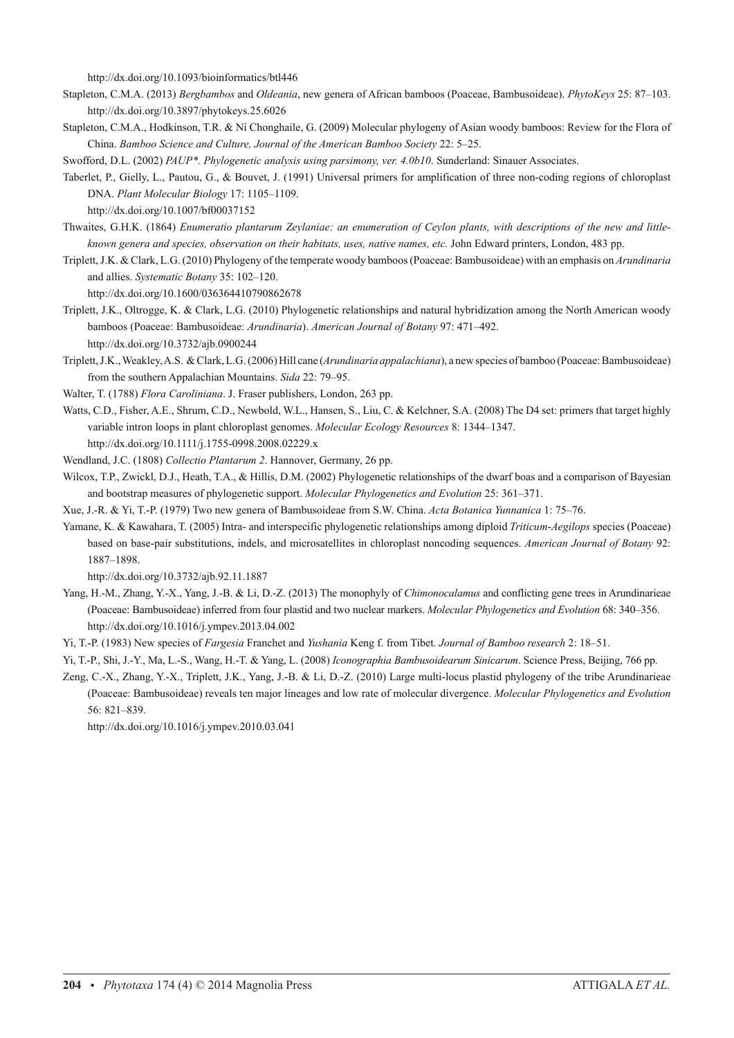http://dx.doi.org/10.1093/bioinformatics/btl446

Stapleton, C.M.A. (2013) *Bergbambos* and *Oldeania*, new genera of African bamboos (Poaceae, Bambusoideae). *PhytoKeys* 25: 87–103. http://dx.doi.org/10.3897/phytokeys.25.6026

Stapleton, C.M.A., Hodkinson, T.R. & Ní Chonghaile, G. (2009) Molecular phylogeny of Asian woody bamboos: Review for the Flora of China. *Bamboo Science and Culture, Journal of the American Bamboo Society* 22: 5–25.

Swofford, D.L. (2002) *PAUP*\*. *Phylogenetic analysis using parsimony, ver. 4.0b10*. Sunderland: Sinauer Associates.

Taberlet, P., Gielly, L., Pautou, G., & Bouvet, J. (1991) Universal primers for amplification of three non-coding regions of chloroplast DNA. *Plant Molecular Biology* 17: 1105–1109. http://dx.doi.org/10.1007/bf00037152

Thwaites, G.H.K. (1864) *Enumeratio plantarum Zeylaniae: an enumeration of Ceylon plants, with descriptions of the new and little-known genera and species, observation on their habitats, uses, native names, etc.* John Edward printers, London, 483 pp.

Triplett, J.K. & Clark, L.G. (2010) Phylogeny of the temperate woody bamboos (Poaceae: Bambusoideae) with an emphasis on *Arundinaria* and allies. *Systematic Botany* 35: 102–120. http://dx.doi.org/10.1600/036364410790862678

Triplett, J.K., Oltrogge, K. & Clark, L.G. (2010) Phylogenetic relationships and natural hybridization among the North American woody bamboos (Poaceae: Bambusoideae: *Arundinaria*). *American Journal of Botany* 97: 471–492. http://dx.doi.org/10.3732/ajb.0900244

Triplett, J.K., Weakley, A.S. & Clark, L.G. (2006) Hill cane (*Arundinaria appalachiana*), a new species of bamboo (Poaceae: Bambusoideae) from the southern Appalachian Mountains. *Sida* 22: 79–95.

Walter, T. (1788) *Flora Caroliniana*. J. Fraser publishers, London, 263 pp.

Watts, C.D., Fisher, A.E., Shrum, C.D., Newbold, W.L., Hansen, S., Liu, C. & Kelchner, S.A. (2008) The D4 set: primers that target highly variable intron loops in plant chloroplast genomes. *Molecular Ecology Resources* 8: 1344–1347. http://dx.doi.org/10.1111/j.1755-0998.2008.02229.x

Wendland, J.C. (1808) *Collectio Plantarum 2*. Hannover, Germany, 26 pp.

Wilcox, T.P., Zwickl, D.J., Heath, T.A., & Hillis, D.M. (2002) Phylogenetic relationships of the dwarf boas and a comparison of Bayesian and bootstrap measures of phylogenetic support. *Molecular Phylogenetics and Evolution* 25: 361–371.

Xue, J.-R. & Yi, T.-P. (1979) Two new genera of Bambusoideae from S.W. China. *Acta Botanica Yunnanica* 1: 75–76.

Yamane, K. & Kawahara, T. (2005) Intra- and interspecific phylogenetic relationships among diploid *Triticum-Aegilops* species (Poaceae) based on base-pair substitutions, indels, and microsatellites in chloroplast noncoding sequences. *American Journal of Botany* 92: 1887–1898. http://dx.doi.org/10.3732/ajb.92.11.1887

Yang, H.-M., Zhang, Y.-X., Yang, J.-B. & Li, D.-Z. (2013) The monophyly of *Chimonocalamus* and conflicting gene trees in Arundinarieae (Poaceae: Bambusoideae) inferred from four plastid and two nuclear markers. *Molecular Phylogenetics and Evolution* 68: 340–356. http://dx.doi.org/10.1016/j.ympev.2013.04.002

Yi, T.-P. (1983) New species of *Fargesia* Franchet and *Yushania* Keng f. from Tibet. *Journal of Bamboo research* 2: 18–51.

Yi, T.-P., Shi, J.-Y., Ma, L.-S., Wang, H.-T. & Yang, L. (2008) *Iconographia Bambusoidearum Sinicarum*. Science Press, Beijing, 766 pp.

Zeng, C.-X., Zhang, Y.-X., Triplett, J.K., Yang, J.-B. & Li, D.-Z. (2010) Large multi-locus plastid phylogeny of the tribe Arundinarieae (Poaceae: Bambusoideae) reveals ten major lineages and low rate of molecular divergence. *Molecular Phylogenetics and Evolution* 56: 821–839. http://dx.doi.org/10.1016/j.ympev.2010.03.041